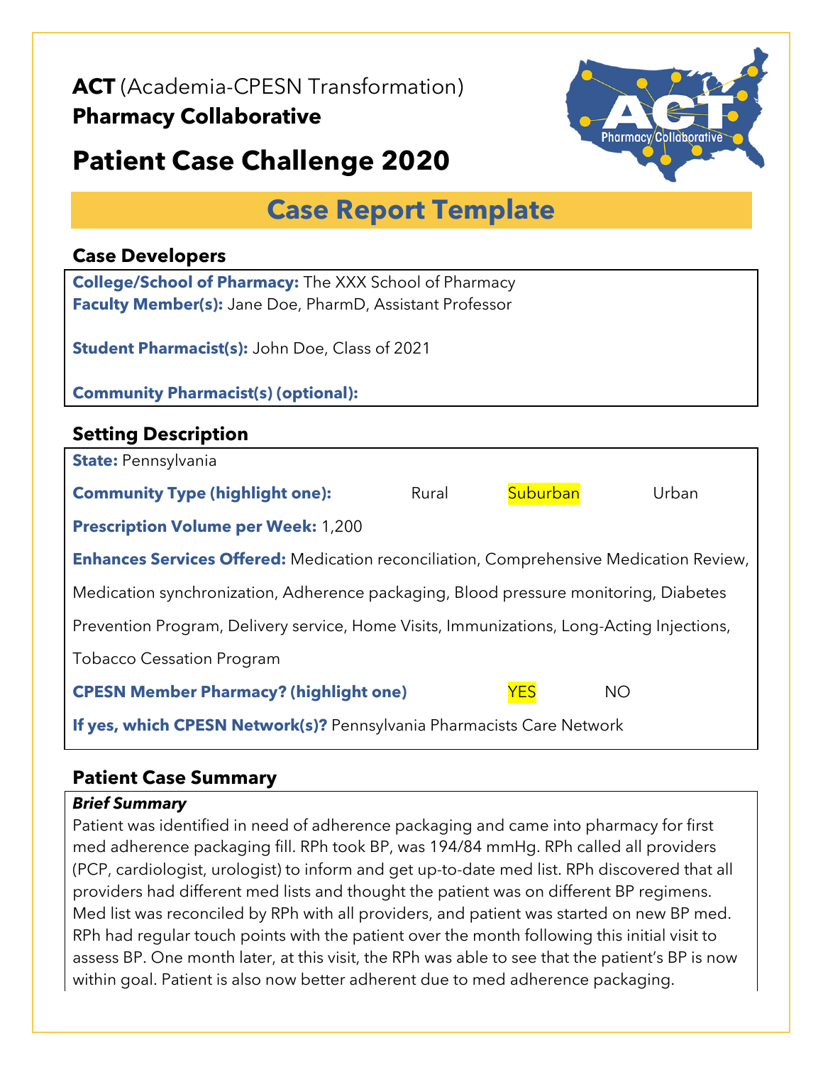**ACT** (Academia-CPESN Transformation)
**Pharmacy Collaborative**

# Patient Case Challenge 2020

## Case Report Template

### Case Developers

**College/School of Pharmacy:** The XXX School of Pharmacy
**Faculty Member(s):** Jane Doe, PharmD, Assistant Professor

**Student Pharmacist(s):** John Doe, Class of 2021

**Community Pharmacist(s) (optional):**

### Setting Description

**State:** Pennsylvania

**Community Type (highlight one):** Rural **Suburban** Urban

**Prescription Volume per Week:** 1,200

**Enhances Services Offered:** Medication reconciliation, Comprehensive Medication Review, Medication synchronization, Adherence packaging, Blood pressure monitoring, Diabetes Prevention Program, Delivery service, Home Visits, Immunizations, Long-Acting Injections, Tobacco Cessation Program

**CPESN Member Pharmacy? (highlight one)** **YES** NO

**If yes, which CPESN Network(s)?** Pennsylvania Pharmacists Care Network

### Patient Case Summary

***Brief Summary***

Patient was identified in need of adherence packaging and came into pharmacy for first med adherence packaging fill. RPh took BP, was 194/84 mmHg. RPh called all providers (PCP, cardiologist, urologist) to inform and get up-to-date med list. RPh discovered that all providers had different med lists and thought the patient was on different BP regimens. Med list was reconciled by RPh with all providers, and patient was started on new BP med. RPh had regular touch points with the patient over the month following this initial visit to assess BP. One month later, at this visit, the RPh was able to see that the patient's BP is now within goal. Patient is also now better adherent due to med adherence packaging.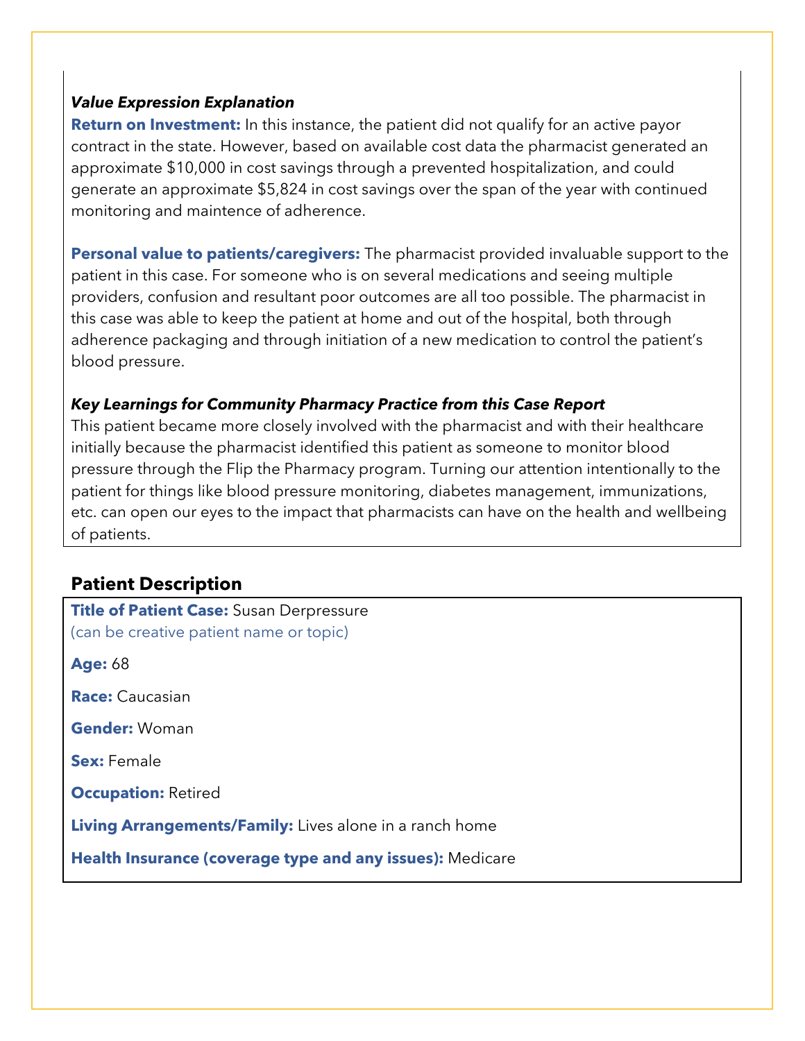***Value Expression Explanation***

**Return on Investment:** In this instance, the patient did not qualify for an active payor contract in the state. However, based on available cost data the pharmacist generated an approximate $10,000 in cost savings through a prevented hospitalization, and could generate an approximate $5,824 in cost savings over the span of the year with continued monitoring and maintence of adherence.

**Personal value to patients/caregivers:** The pharmacist provided invaluable support to the patient in this case. For someone who is on several medications and seeing multiple providers, confusion and resultant poor outcomes are all too possible. The pharmacist in this case was able to keep the patient at home and out of the hospital, both through adherence packaging and through initiation of a new medication to control the patient's blood pressure.

***Key Learnings for Community Pharmacy Practice from this Case Report***

This patient became more closely involved with the pharmacist and with their healthcare initially because the pharmacist identified this patient as someone to monitor blood pressure through the Flip the Pharmacy program. Turning our attention intentionally to the patient for things like blood pressure monitoring, diabetes management, immunizations, etc. can open our eyes to the impact that pharmacists can have on the health and wellbeing of patients.

## Patient Description

**Title of Patient Case:** Susan Derpressure
(can be creative patient name or topic)

**Age:** 68

**Race:** Caucasian

**Gender:** Woman

**Sex:** Female

**Occupation:** Retired

**Living Arrangements/Family:** Lives alone in a ranch home

**Health Insurance (coverage type and any issues):** Medicare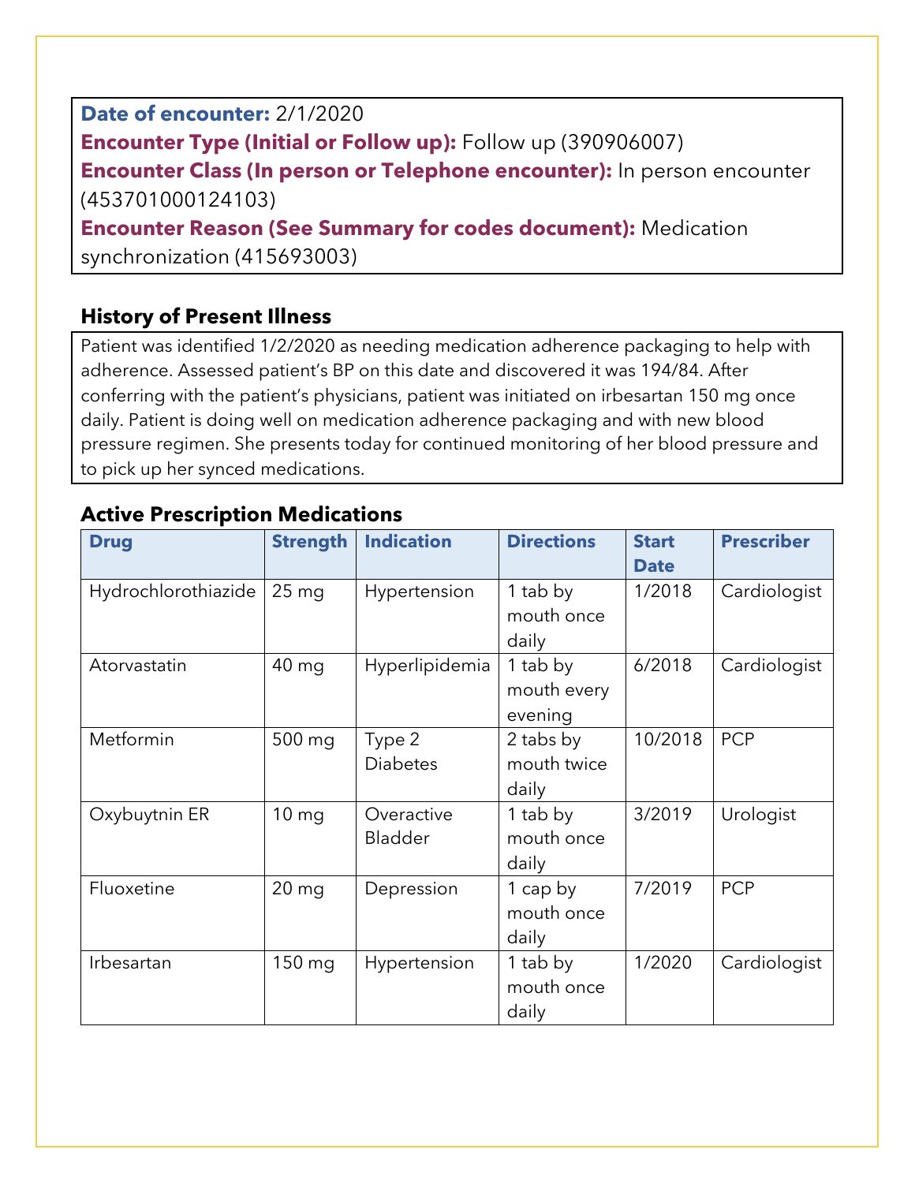**Date of encounter:** 2/1/2020

**Encounter Type (Initial or Follow up):** Follow up (390906007)

**Encounter Class (In person or Telephone encounter):** In person encounter (453701000124103)

**Encounter Reason (See Summary for codes document):** Medication synchronization (415693003)

## History of Present Illness

Patient was identified 1/2/2020 as needing medication adherence packaging to help with adherence. Assessed patient's BP on this date and discovered it was 194/84. After conferring with the patient's physicians, patient was initiated on irbesartan 150 mg once daily. Patient is doing well on medication adherence packaging and with new blood pressure regimen. She presents today for continued monitoring of her blood pressure and to pick up her synced medications.

## Active Prescription Medications

| Drug | Strength | Indication | Directions | Start Date | Prescriber |
|---|---|---|---|---|---|
| Hydrochlorothiazide | 25 mg | Hypertension | 1 tab by mouth once daily | 1/2018 | Cardiologist |
| Atorvastatin | 40 mg | Hyperlipidemia | 1 tab by mouth every evening | 6/2018 | Cardiologist |
| Metformin | 500 mg | Type 2 Diabetes | 2 tabs by mouth twice daily | 10/2018 | PCP |
| Oxybuytnin ER | 10 mg | Overactive Bladder | 1 tab by mouth once daily | 3/2019 | Urologist |
| Fluoxetine | 20 mg | Depression | 1 cap by mouth once daily | 7/2019 | PCP |
| Irbesartan | 150 mg | Hypertension | 1 tab by mouth once daily | 1/2020 | Cardiologist |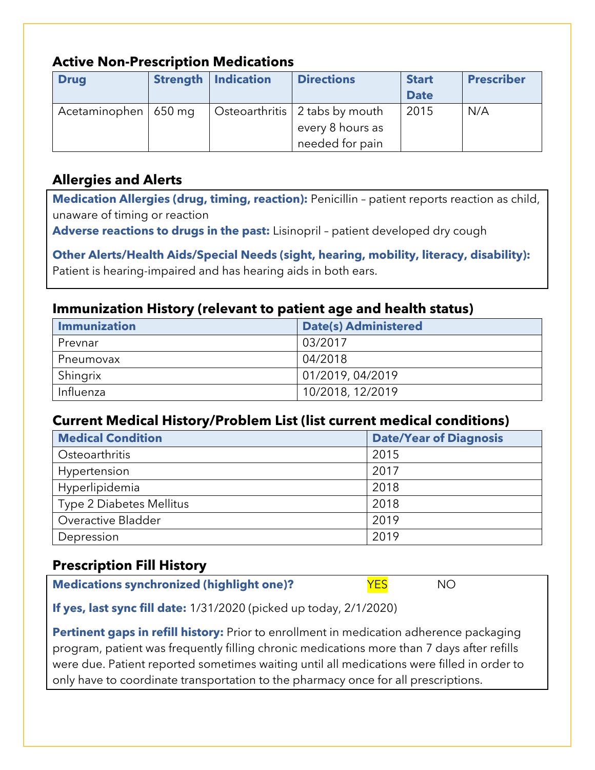### Active Non-Prescription Medications

| Drug | Strength | Indication | Directions | Start Date | Prescriber |
|---|---|---|---|---|---|
| Acetaminophen | 650 mg | Osteoarthritis | 2 tabs by mouth every 8 hours as needed for pain | 2015 | N/A |

### Allergies and Alerts

**Medication Allergies (drug, timing, reaction):** Penicillin – patient reports reaction as child, unaware of timing or reaction

**Adverse reactions to drugs in the past:** Lisinopril – patient developed dry cough

**Other Alerts/Health Aids/Special Needs (sight, hearing, mobility, literacy, disability):** Patient is hearing-impaired and has hearing aids in both ears.

### Immunization History (relevant to patient age and health status)

| Immunization | Date(s) Administered |
|---|---|
| Prevnar | 03/2017 |
| Pneumovax | 04/2018 |
| Shingrix | 01/2019, 04/2019 |
| Influenza | 10/2018, 12/2019 |

### Current Medical History/Problem List (list current medical conditions)

| Medical Condition | Date/Year of Diagnosis |
|---|---|
| Osteoarthritis | 2015 |
| Hypertension | 2017 |
| Hyperlipidemia | 2018 |
| Type 2 Diabetes Mellitus | 2018 |
| Overactive Bladder | 2019 |
| Depression | 2019 |

### Prescription Fill History

**Medications synchronized (highlight one)?** **YES** (highlighted) NO

**If yes, last sync fill date:** 1/31/2020 (picked up today, 2/1/2020)

**Pertinent gaps in refill history:** Prior to enrollment in medication adherence packaging program, patient was frequently filling chronic medications more than 7 days after refills were due. Patient reported sometimes waiting until all medications were filled in order to only have to coordinate transportation to the pharmacy once for all prescriptions.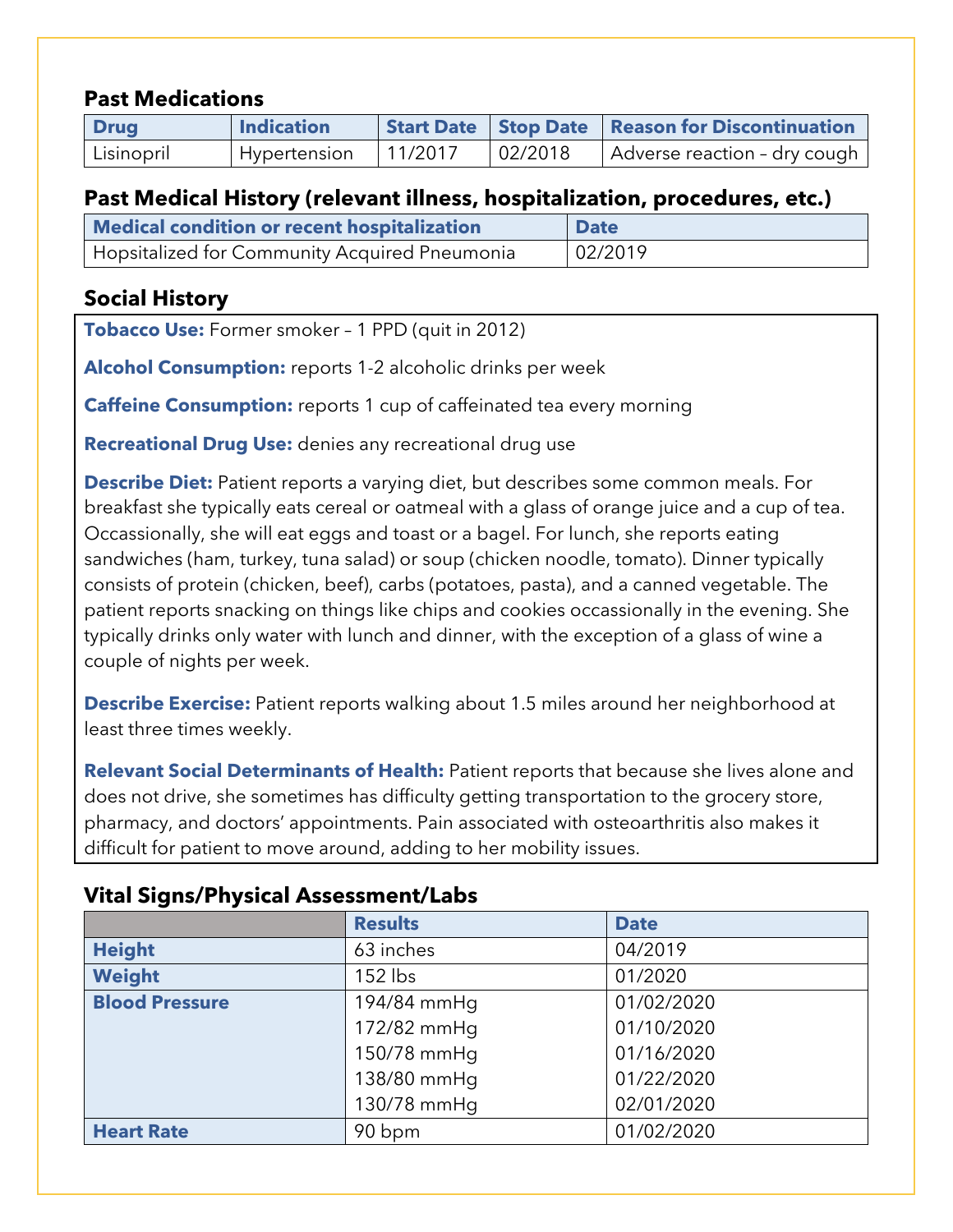### Past Medications

| Drug | Indication | Start Date | Stop Date | Reason for Discontinuation |
| --- | --- | --- | --- | --- |
| Lisinopril | Hypertension | 11/2017 | 02/2018 | Adverse reaction – dry cough |

### Past Medical History (relevant illness, hospitalization, procedures, etc.)

| Medical condition or recent hospitalization | Date |
| --- | --- |
| Hopsitalized for Community Acquired Pneumonia | 02/2019 |

### Social History

**Tobacco Use:** Former smoker – 1 PPD (quit in 2012)

**Alcohol Consumption:** reports 1-2 alcoholic drinks per week

**Caffeine Consumption:** reports 1 cup of caffeinated tea every morning

**Recreational Drug Use:** denies any recreational drug use

**Describe Diet:** Patient reports a varying diet, but describes some common meals. For breakfast she typically eats cereal or oatmeal with a glass of orange juice and a cup of tea. Occassionally, she will eat eggs and toast or a bagel. For lunch, she reports eating sandwiches (ham, turkey, tuna salad) or soup (chicken noodle, tomato). Dinner typically consists of protein (chicken, beef), carbs (potatoes, pasta), and a canned vegetable. The patient reports snacking on things like chips and cookies occassionally in the evening. She typically drinks only water with lunch and dinner, with the exception of a glass of wine a couple of nights per week.

**Describe Exercise:** Patient reports walking about 1.5 miles around her neighborhood at least three times weekly.

**Relevant Social Determinants of Health:** Patient reports that because she lives alone and does not drive, she sometimes has difficulty getting transportation to the grocery store, pharmacy, and doctors' appointments. Pain associated with osteoarthritis also makes it difficult for patient to move around, adding to her mobility issues.

### Vital Signs/Physical Assessment/Labs

| | Results | Date |
| --- | --- | --- |
| **Height** | 63 inches | 04/2019 |
| **Weight** | 152 lbs | 01/2020 |
| **Blood Pressure** | 194/84 mmHg | 01/02/2020 |
| | 172/82 mmHg | 01/10/2020 |
| | 150/78 mmHg | 01/16/2020 |
| | 138/80 mmHg | 01/22/2020 |
| | 130/78 mmHg | 02/01/2020 |
| **Heart Rate** | 90 bpm | 01/02/2020 |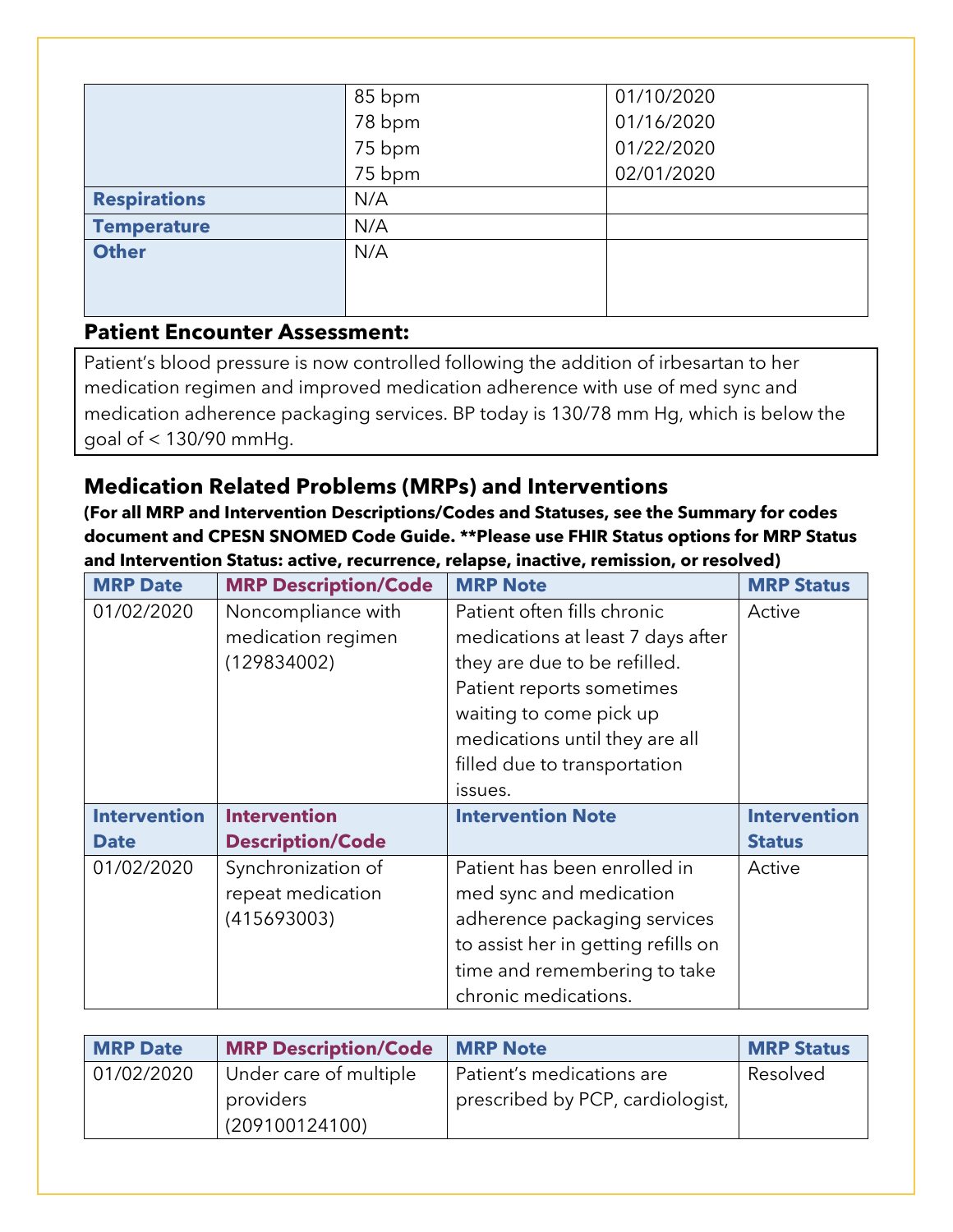| | | |
|---|---|---|
| | 85 bpm<br>78 bpm<br>75 bpm<br>75 bpm | 01/10/2020<br>01/16/2020<br>01/22/2020<br>02/01/2020 |
| **Respirations** | N/A | |
| **Temperature** | N/A | |
| **Other** | N/A | |

**Patient Encounter Assessment:**

Patient's blood pressure is now controlled following the addition of irbesartan to her medication regimen and improved medication adherence with use of med sync and medication adherence packaging services. BP today is 130/78 mm Hg, which is below the goal of < 130/90 mmHg.

## Medication Related Problems (MRPs) and Interventions

**(For all MRP and Intervention Descriptions/Codes and Statuses, see the Summary for codes document and CPESN SNOMED Code Guide. **Please use FHIR Status options for MRP Status and Intervention Status: active, recurrence, relapse, inactive, remission, or resolved)**

| MRP Date | MRP Description/Code | MRP Note | MRP Status |
|---|---|---|---|
| 01/02/2020 | Noncompliance with medication regimen (129834002) | Patient often fills chronic medications at least 7 days after they are due to be refilled. Patient reports sometimes waiting to come pick up medications until they are all filled due to transportation issues. | Active |
| **Intervention Date** | **Intervention Description/Code** | **Intervention Note** | **Intervention Status** |
| 01/02/2020 | Synchronization of repeat medication (415693003) | Patient has been enrolled in med sync and medication adherence packaging services to assist her in getting refills on time and remembering to take chronic medications. | Active |

| MRP Date | MRP Description/Code | MRP Note | MRP Status |
|---|---|---|---|
| 01/02/2020 | Under care of multiple providers (209100124100) | Patient's medications are prescribed by PCP, cardiologist, | Resolved |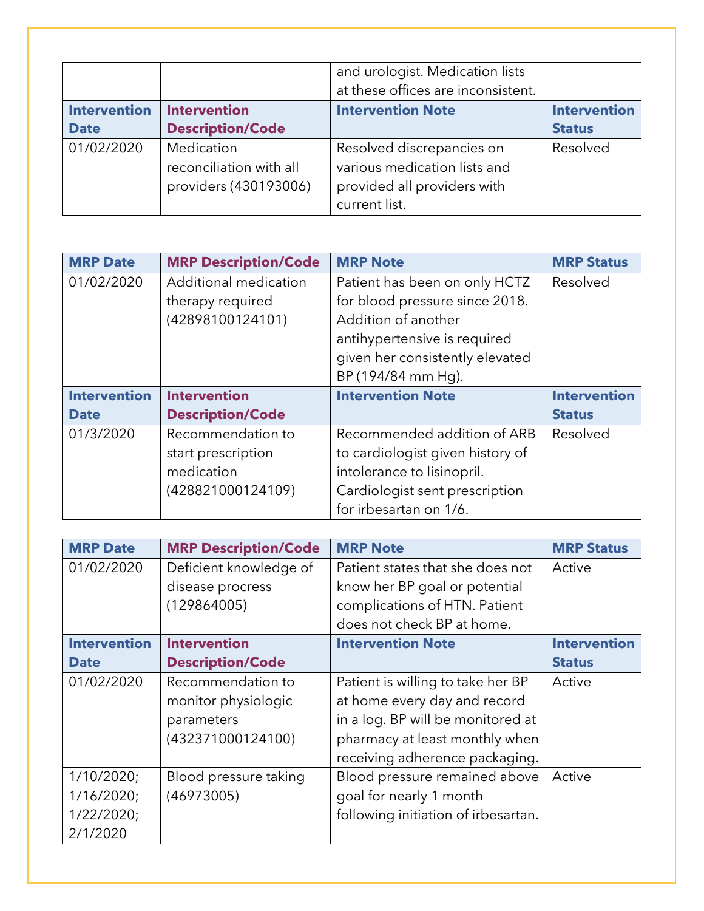| | | and urologist. Medication lists at these offices are inconsistent. | |
|---|---|---|---|
| **Intervention Date** | **Intervention Description/Code** | **Intervention Note** | **Intervention Status** |
| 01/02/2020 | Medication reconciliation with all providers (430193006) | Resolved discrepancies on various medication lists and provided all providers with current list. | Resolved |

| **MRP Date** | **MRP Description/Code** | **MRP Note** | **MRP Status** |
|---|---|---|---|
| 01/02/2020 | Additional medication therapy required (42898100124101) | Patient has been on only HCTZ for blood pressure since 2018. Addition of another antihypertensive is required given her consistently elevated BP (194/84 mm Hg). | Resolved |
| **Intervention Date** | **Intervention Description/Code** | **Intervention Note** | **Intervention Status** |
| 01/3/2020 | Recommendation to start prescription medication (428821000124109) | Recommended addition of ARB to cardiologist given history of intolerance to lisinopril. Cardiologist sent prescription for irbesartan on 1/6. | Resolved |

| **MRP Date** | **MRP Description/Code** | **MRP Note** | **MRP Status** |
|---|---|---|---|
| 01/02/2020 | Deficient knowledge of disease procress (129864005) | Patient states that she does not know her BP goal or potential complications of HTN. Patient does not check BP at home. | Active |
| **Intervention Date** | **Intervention Description/Code** | **Intervention Note** | **Intervention Status** |
| 01/02/2020 | Recommendation to monitor physiologic parameters (432371000124100) | Patient is willing to take her BP at home every day and record in a log. BP will be monitored at pharmacy at least monthly when receiving adherence packaging. | Active |
| 1/10/2020; 1/16/2020; 1/22/2020; 2/1/2020 | Blood pressure taking (46973005) | Blood pressure remained above goal for nearly 1 month following initiation of irbesartan. | Active |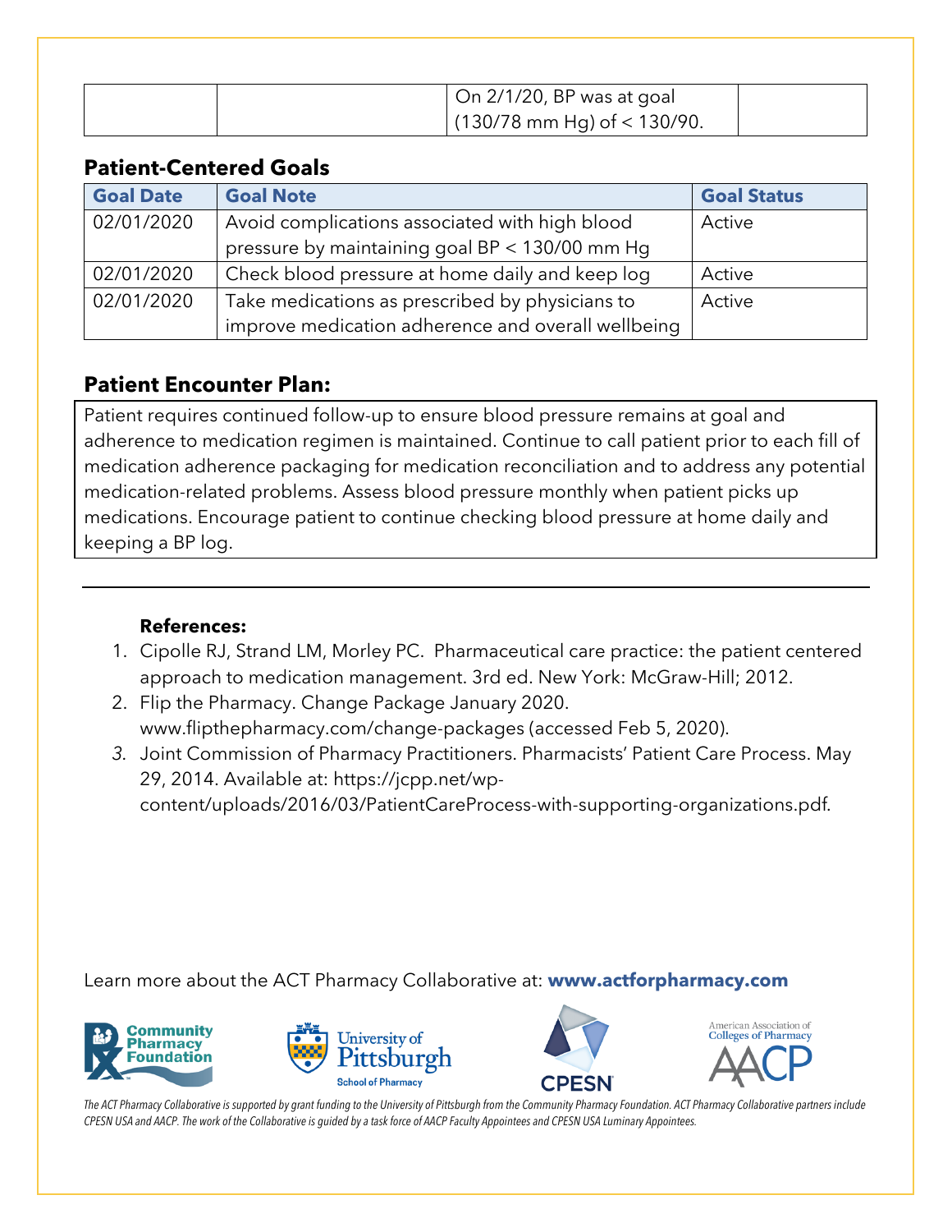| | | | |
|---|---|---|---|
| | | On 2/1/20, BP was at goal (130/78 mm Hg) of < 130/90. | |

## Patient-Centered Goals

| Goal Date | Goal Note | Goal Status |
|---|---|---|
| 02/01/2020 | Avoid complications associated with high blood pressure by maintaining goal BP < 130/00 mm Hg | Active |
| 02/01/2020 | Check blood pressure at home daily and keep log | Active |
| 02/01/2020 | Take medications as prescribed by physicians to improve medication adherence and overall wellbeing | Active |

## Patient Encounter Plan:

Patient requires continued follow-up to ensure blood pressure remains at goal and adherence to medication regimen is maintained. Continue to call patient prior to each fill of medication adherence packaging for medication reconciliation and to address any potential medication-related problems. Assess blood pressure monthly when patient picks up medications. Encourage patient to continue checking blood pressure at home daily and keeping a BP log.

---

**References:**

1. Cipolle RJ, Strand LM, Morley PC. Pharmaceutical care practice: the patient centered approach to medication management. 3rd ed. New York: McGraw-Hill; 2012.
2. Flip the Pharmacy. Change Package January 2020. www.flipthepharmacy.com/change-packages (accessed Feb 5, 2020).
3. Joint Commission of Pharmacy Practitioners. Pharmacists' Patient Care Process. May 29, 2014. Available at: https://jcpp.net/wp-content/uploads/2016/03/PatientCareProcess-with-supporting-organizations.pdf.

Learn more about the ACT Pharmacy Collaborative at: **www.actforpharmacy.com**

Community Pharmacy Foundation · University of Pittsburgh School of Pharmacy · CPESN · American Association of Colleges of Pharmacy AACP

*The ACT Pharmacy Collaborative is supported by grant funding to the University of Pittsburgh from the Community Pharmacy Foundation. ACT Pharmacy Collaborative partners include CPESN USA and AACP. The work of the Collaborative is guided by a task force of AACP Faculty Appointees and CPESN USA Luminary Appointees.*